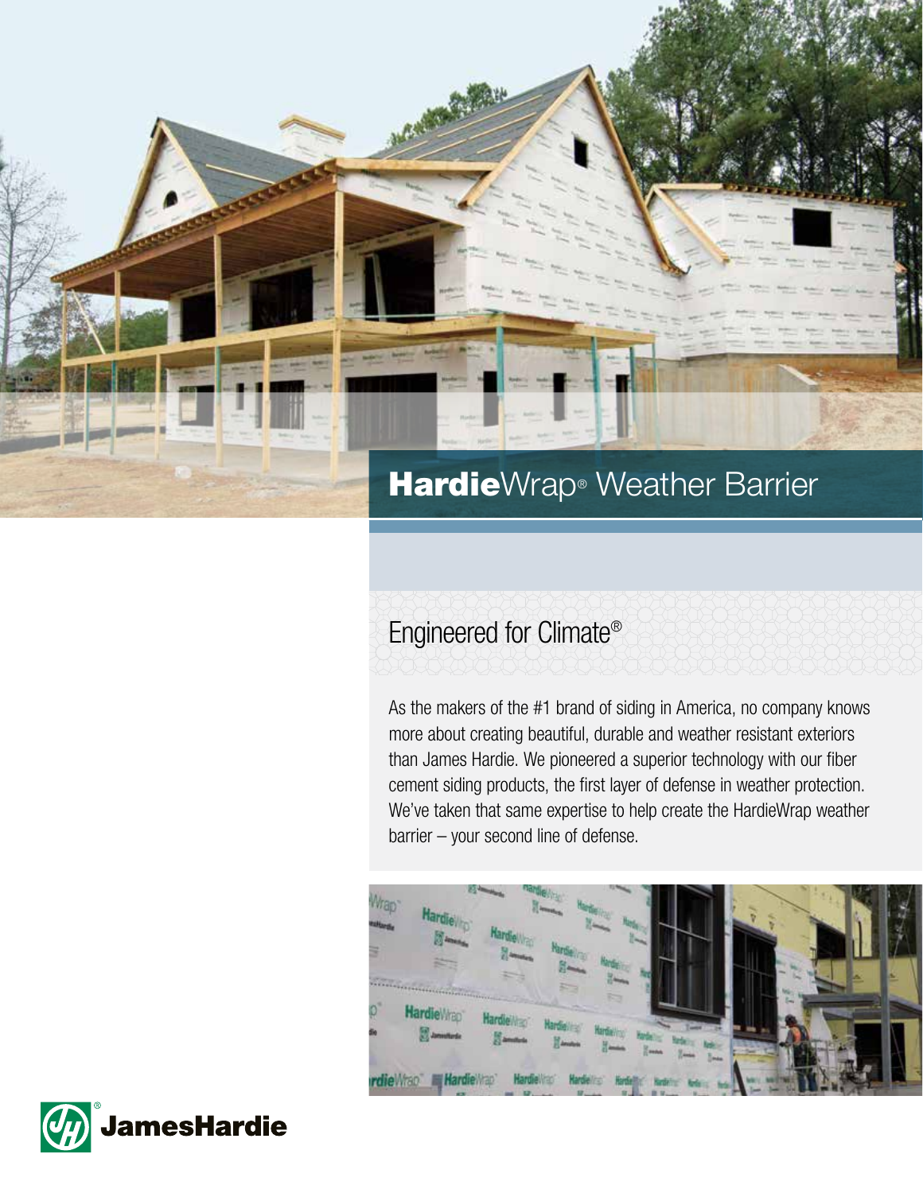# HardieWrap® Weather Barrier

## Engineered for Climate®

As the makers of the #1 brand of siding in America, no company knows more about creating beautiful, durable and weather resistant exteriors than James Hardie. We pioneered a superior technology with our fiber cement siding products, the first layer of defense in weather protection. We've taken that same expertise to help create the HardieWrap weather barrier – your second line of defense.

JamesHardie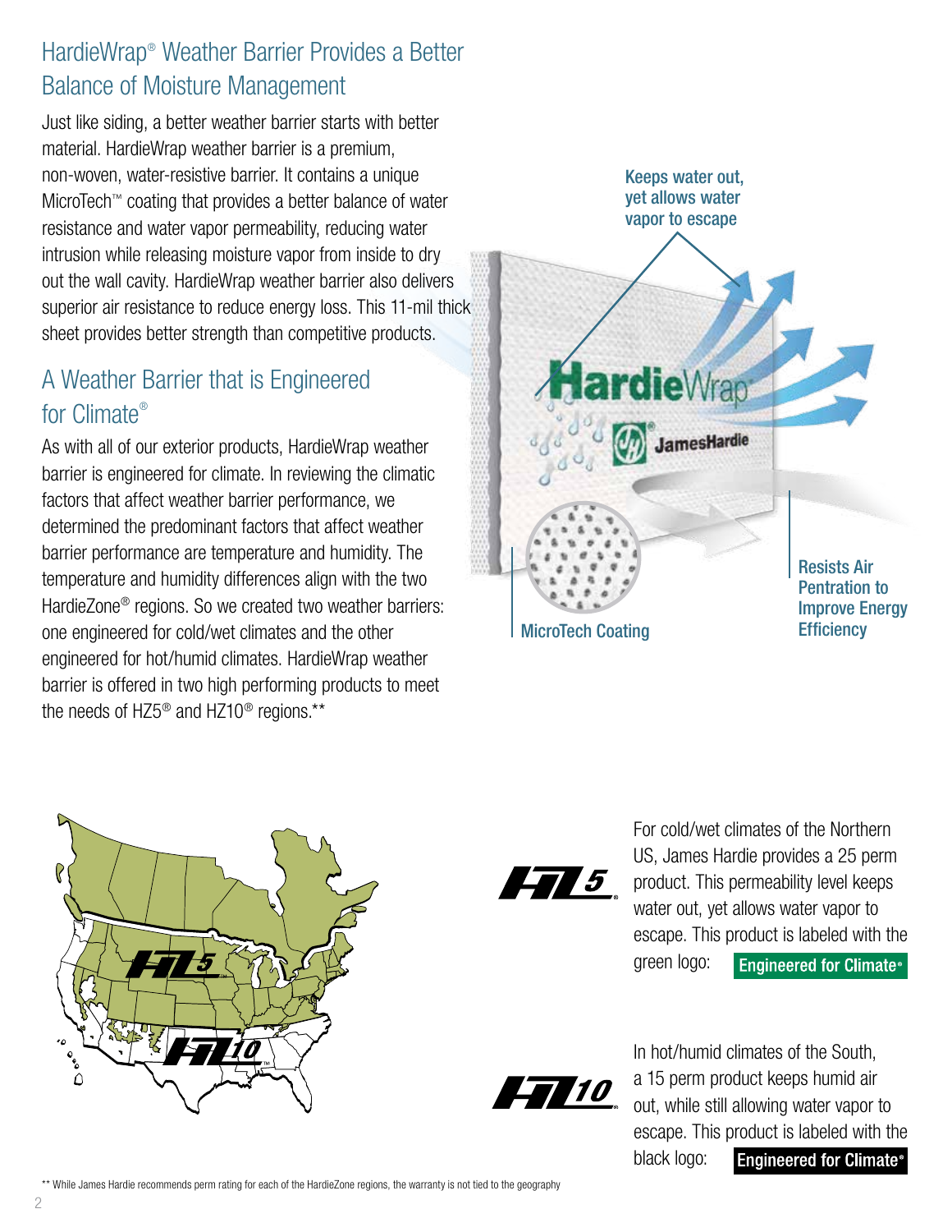## HardieWrap® Weather Barrier Provides a Better Balance of Moisture Management

Just like siding, a better weather barrier starts with better material. HardieWrap weather barrier is a premium, non-woven, water-resistive barrier. It contains a unique MicroTech™ coating that provides a better balance of water resistance and water vapor permeability, reducing water intrusion while releasing moisture vapor from inside to dry out the wall cavity. HardieWrap weather barrier also delivers superior air resistance to reduce energy loss. This 11-mil thick sheet provides better strength than competitive products.

Keeps water out, yet allows water vapor to escape

MicroTech Coating

Resists Air Pentration to Improve Energy Efficiency

## A Weather Barrier that is Engineered for Climate®

As with all of our exterior products, HardieWrap weather barrier is engineered for climate. In reviewing the climatic factors that affect weather barrier performance, we determined the predominant factors that affect weather barrier performance are temperature and humidity. The temperature and humidity differences align with the two HardieZone® regions. So we created two weather barriers: one engineered for cold/wet climates and the other engineered for hot/humid climates. HardieWrap weather barrier is offered in two high performing products to meet the needs of HZ5® and HZ10® regions.**

**HZ5**

For cold/wet climates of the Northern US, James Hardie provides a 25 perm product. This permeability level keeps water out, yet allows water vapor to escape. This product is labeled with the green logo: **Engineered for Climate®**

**HZ10**

In hot/humid climates of the South, a 15 perm product keeps humid air out, while still allowing water vapor to escape. This product is labeled with the black logo: **Engineered for Climate®**

** While James Hardie recommends perm rating for each of the HardieZone regions, the warranty is not tied to the geography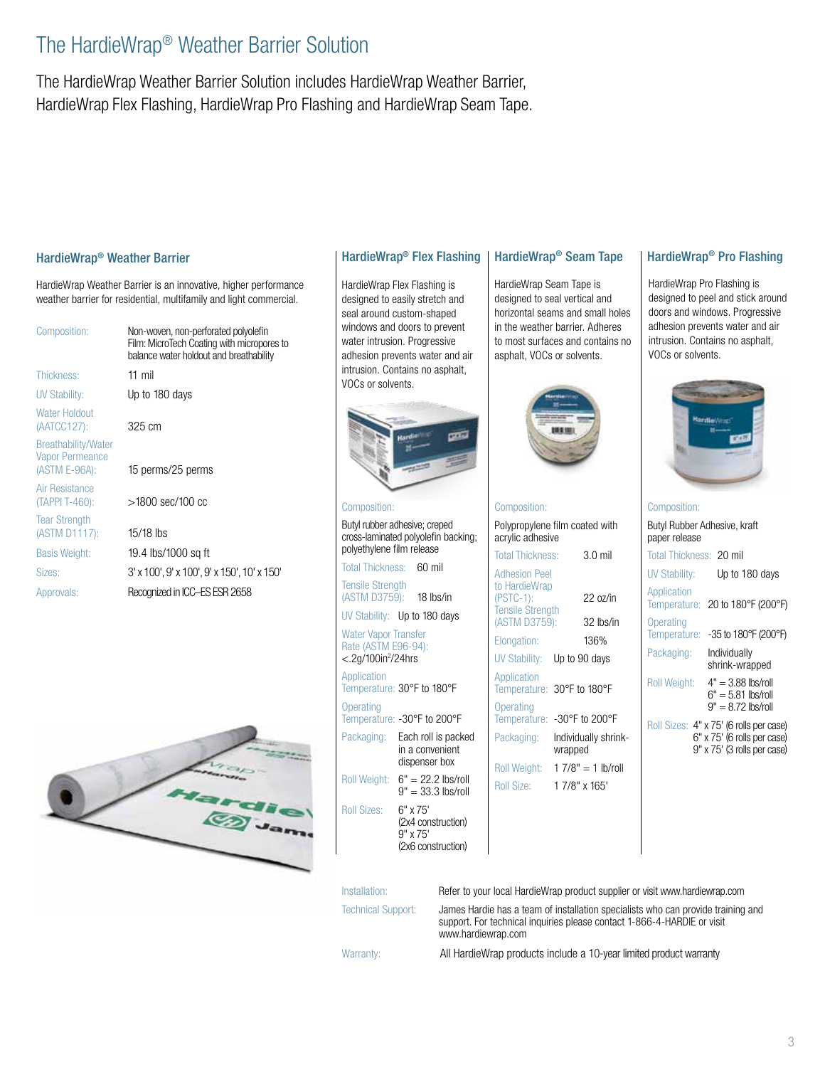# The HardieWrap® Weather Barrier Solution

The HardieWrap Weather Barrier Solution includes HardieWrap Weather Barrier, HardieWrap Flex Flashing, HardieWrap Pro Flashing and HardieWrap Seam Tape.

## HardieWrap® Weather Barrier

HardieWrap Weather Barrier is an innovative, higher performance weather barrier for residential, multifamily and light commercial.

| | |
|---|---|
| Composition: | Non-woven, non-perforated polyolefin Film: MicroTech Coating with micropores to balance water holdout and breathability |
| Thickness: | 11 mil |
| UV Stability: | Up to 180 days |
| Water Holdout (AATCC127): | 325 cm |
| Breathability/Water Vapor Permeance (ASTM E-96A): | 15 perms/25 perms |
| Air Resistance (TAPPI T-460): | >1800 sec/100 cc |
| Tear Strength (ASTM D1117): | 15/18 lbs |
| Basis Weight: | 19.4 lbs/1000 sq ft |
| Sizes: | 3' x 100', 9' x 100', 9' x 150', 10' x 150' |
| Approvals: | Recognized in ICC–ES ESR 2658 |

## HardieWrap® Flex Flashing

HardieWrap Flex Flashing is designed to easily stretch and seal around custom-shaped windows and doors to prevent water intrusion. Progressive adhesion prevents water and air intrusion. Contains no asphalt, VOCs or solvents.

| | |
|---|---|
| Composition: | Butyl rubber adhesive; creped cross-laminated polyolefin backing; polyethylene film release |
| Total Thickness: | 60 mil |
| Tensile Strength (ASTM D3759): | 18 lbs/in |
| UV Stability: | Up to 180 days |
| Water Vapor Transfer Rate (ASTM E96-94): | <.2g/100in²/24hrs |
| Application Temperature: | 30°F to 180°F |
| Operating Temperature: | -30°F to 200°F |
| Packaging: | Each roll is packed in a convenient dispenser box |
| Roll Weight: | 6" = 22.2 lbs/roll<br>9" = 33.3 lbs/roll |
| Roll Sizes: | 6" x 75' (2x4 construction)<br>9" x 75' (2x6 construction) |

## HardieWrap® Seam Tape

HardieWrap Seam Tape is designed to seal vertical and horizontal seams and small holes in the weather barrier. Adheres to most surfaces and contains no asphalt, VOCs or solvents.

| | |
|---|---|
| Composition: | Polypropylene film coated with acrylic adhesive |
| Total Thickness: | 3.0 mil |
| Adhesion Peel to HardieWrap (PSTC-1): | 22 oz/in |
| Tensile Strength (ASTM D3759): | 32 lbs/in |
| Elongation: | 136% |
| UV Stability: | Up to 90 days |
| Application Temperature: | 30°F to 180°F |
| Operating Temperature: | -30°F to 200°F |
| Packaging: | Individually shrink-wrapped |
| Roll Weight: | 1 7/8" = 1 lb/roll |
| Roll Size: | 1 7/8" x 165' |

## HardieWrap® Pro Flashing

HardieWrap Pro Flashing is designed to peel and stick around doors and windows. Progressive adhesion prevents water and air intrusion. Contains no asphalt, VOCs or solvents.

| | |
|---|---|
| Composition: | Butyl Rubber Adhesive, kraft paper release |
| Total Thickness: | 20 mil |
| UV Stability: | Up to 180 days |
| Application Temperature: | 20 to 180°F (200°F) |
| Operating Temperature: | -35 to 180°F (200°F) |
| Packaging: | Individually shrink-wrapped |
| Roll Weight: | 4" = 3.88 lbs/roll<br>6" = 5.81 lbs/roll<br>9" = 8.72 lbs/roll |
| Roll Sizes: | 4" x 75' (6 rolls per case)<br>6" x 75' (6 rolls per case)<br>9" x 75' (3 rolls per case) |

| | |
|---|---|
| Installation: | Refer to your local HardieWrap product supplier or visit www.hardiewrap.com |
| Technical Support: | James Hardie has a team of installation specialists who can provide training and support. For technical inquiries please contact 1-866-4-HARDIE or visit www.hardiewrap.com |
| Warranty: | All HardieWrap products include a 10-year limited product warranty |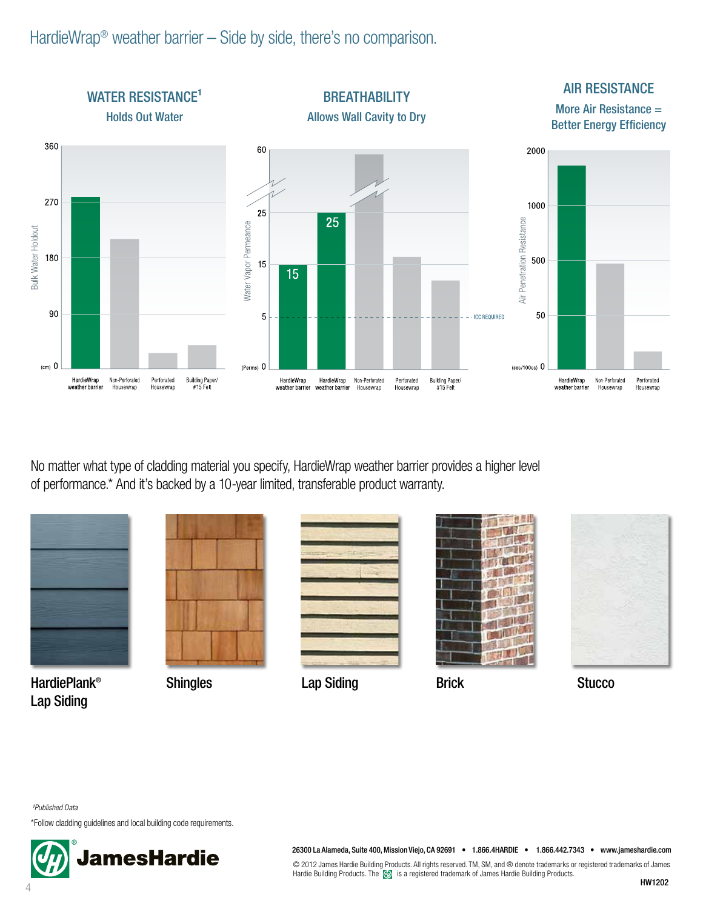# HardieWrap® weather barrier – Side by side, there's no comparison.

## WATER RESISTANCE[1]

Holds Out Water

Bulk Water Holdout

(cm) 0, 90, 180, 270, 360

HardieWrap weather barrier | Non-Perforated Housewrap | Perforated Housewrap | Building Paper/ #15 Felt

## BREATHABILITY

Allows Wall Cavity to Dry

Water Vapor Permeance

(Perms) 0, 5, 15, 25, 60

15 | 25

ICC REQUIRED

HardieWrap weather barrier | HardieWrap weather barrier | Non-Perforated Housewrap | Perforated Housewrap | Building Paper/ #15 Felt

## AIR RESISTANCE

More Air Resistance = Better Energy Efficiency

Air Penetration Resistance

(sec/100cc) 0, 50, 500, 1000, 2000

HardieWrap weather barrier | Non-Perforated Housewrap | Perforated Housewrap

No matter what type of cladding material you specify, HardieWrap weather barrier provides a higher level of performance.* And it's backed by a 10-year limited, transferable product warranty.

HardiePlank® Lap Siding

Shingles

Lap Siding

Brick

Stucco

[1]Published Data

*Follow cladding guidelines and local building code requirements.

JamesHardie®

26300 La Alameda, Suite 400, Mission Viejo, CA 92691 • 1.866.4HARDIE • 1.866.442.7343 • www.jameshardie.com

© 2012 James Hardie Building Products. All rights reserved. TM, SM, and ® denote trademarks or registered trademarks of James Hardie Building Products. The logo is a registered trademark of James Hardie Building Products.

HW1202